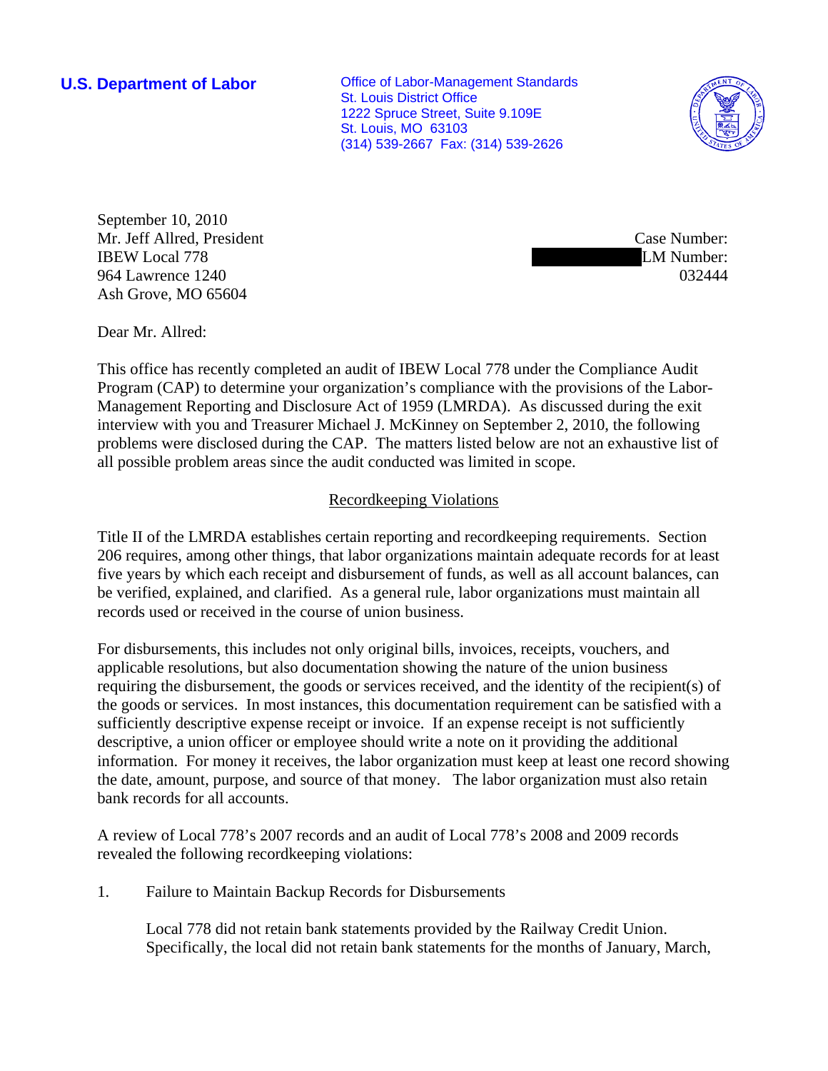**U.S. Department of Labor**

Office of Labor-Management Standards
St. Louis District Office
1222 Spruce Street, Suite 9.109E
St. Louis, MO 63103
(314) 539-2667 Fax: (314) 539-2626

September 10, 2010
Mr. Jeff Allred, President
IBEW Local 778
964 Lawrence 1240
Ash Grove, MO 65604

Case Number:
LM Number: 032444

Dear Mr. Allred:

This office has recently completed an audit of IBEW Local 778 under the Compliance Audit Program (CAP) to determine your organization's compliance with the provisions of the Labor-Management Reporting and Disclosure Act of 1959 (LMRDA). As discussed during the exit interview with you and Treasurer Michael J. McKinney on September 2, 2010, the following problems were disclosed during the CAP. The matters listed below are not an exhaustive list of all possible problem areas since the audit conducted was limited in scope.

## Recordkeeping Violations

Title II of the LMRDA establishes certain reporting and recordkeeping requirements. Section 206 requires, among other things, that labor organizations maintain adequate records for at least five years by which each receipt and disbursement of funds, as well as all account balances, can be verified, explained, and clarified. As a general rule, labor organizations must maintain all records used or received in the course of union business.

For disbursements, this includes not only original bills, invoices, receipts, vouchers, and applicable resolutions, but also documentation showing the nature of the union business requiring the disbursement, the goods or services received, and the identity of the recipient(s) of the goods or services. In most instances, this documentation requirement can be satisfied with a sufficiently descriptive expense receipt or invoice. If an expense receipt is not sufficiently descriptive, a union officer or employee should write a note on it providing the additional information. For money it receives, the labor organization must keep at least one record showing the date, amount, purpose, and source of that money. The labor organization must also retain bank records for all accounts.

A review of Local 778's 2007 records and an audit of Local 778's 2008 and 2009 records revealed the following recordkeeping violations:

1. Failure to Maintain Backup Records for Disbursements

   Local 778 did not retain bank statements provided by the Railway Credit Union. Specifically, the local did not retain bank statements for the months of January, March,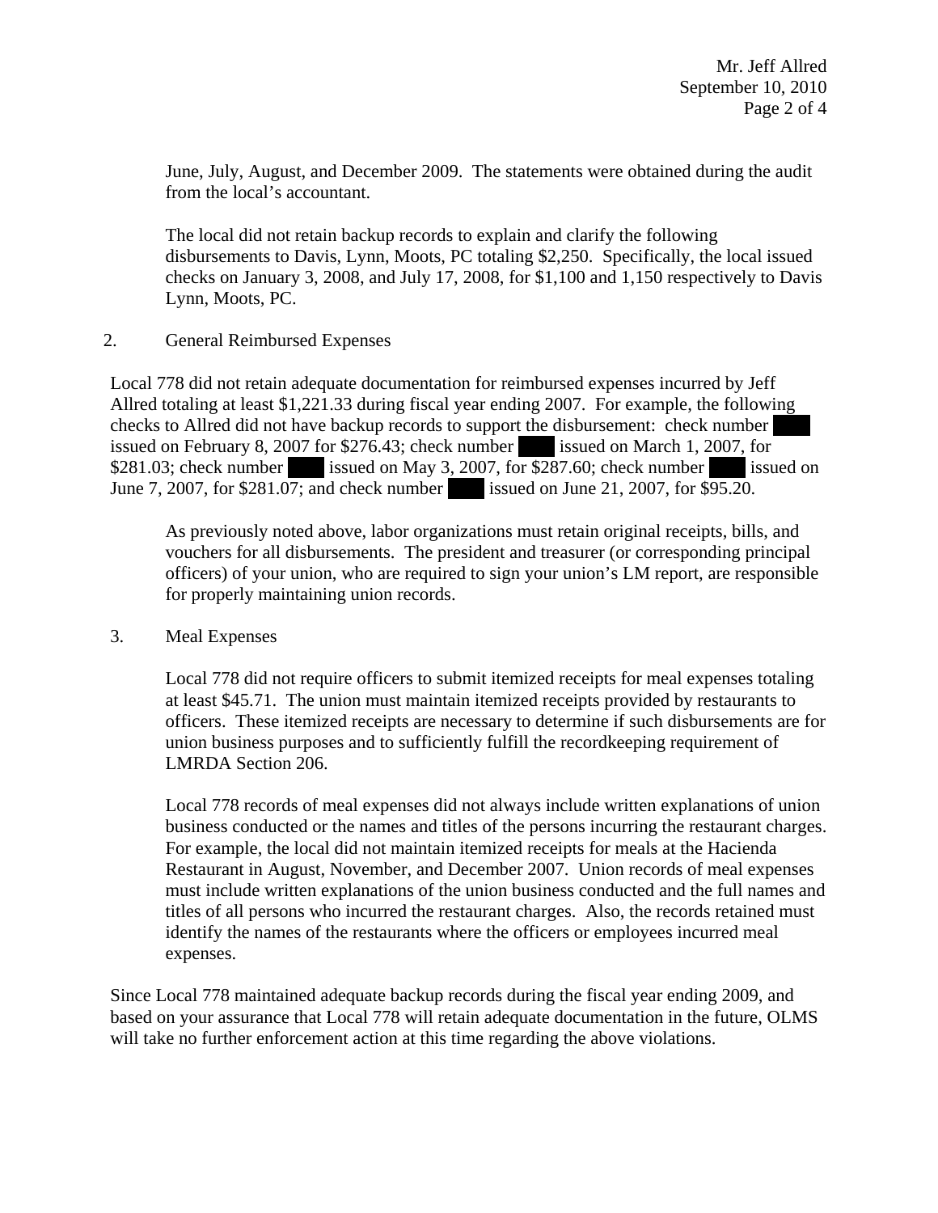June, July, August, and December 2009. The statements were obtained during the audit from the local's accountant.

The local did not retain backup records to explain and clarify the following disbursements to Davis, Lynn, Moots, PC totaling $2,250. Specifically, the local issued checks on January 3, 2008, and July 17, 2008, for $1,100 and 1,150 respectively to Davis Lynn, Moots, PC.

2. General Reimbursed Expenses

Local 778 did not retain adequate documentation for reimbursed expenses incurred by Jeff Allred totaling at least $1,221.33 during fiscal year ending 2007. For example, the following checks to Allred did not have backup records to support the disbursement: check number issued on February 8, 2007 for $276.43; check number issued on March 1, 2007, for $281.03; check number issued on May 3, 2007, for $287.60; check number issued on June 7, 2007, for $281.07; and check number issued on June 21, 2007, for $95.20.

As previously noted above, labor organizations must retain original receipts, bills, and vouchers for all disbursements. The president and treasurer (or corresponding principal officers) of your union, who are required to sign your union's LM report, are responsible for properly maintaining union records.

3. Meal Expenses

Local 778 did not require officers to submit itemized receipts for meal expenses totaling at least $45.71. The union must maintain itemized receipts provided by restaurants to officers. These itemized receipts are necessary to determine if such disbursements are for union business purposes and to sufficiently fulfill the recordkeeping requirement of LMRDA Section 206.

Local 778 records of meal expenses did not always include written explanations of union business conducted or the names and titles of the persons incurring the restaurant charges. For example, the local did not maintain itemized receipts for meals at the Hacienda Restaurant in August, November, and December 2007. Union records of meal expenses must include written explanations of the union business conducted and the full names and titles of all persons who incurred the restaurant charges. Also, the records retained must identify the names of the restaurants where the officers or employees incurred meal expenses.

Since Local 778 maintained adequate backup records during the fiscal year ending 2009, and based on your assurance that Local 778 will retain adequate documentation in the future, OLMS will take no further enforcement action at this time regarding the above violations.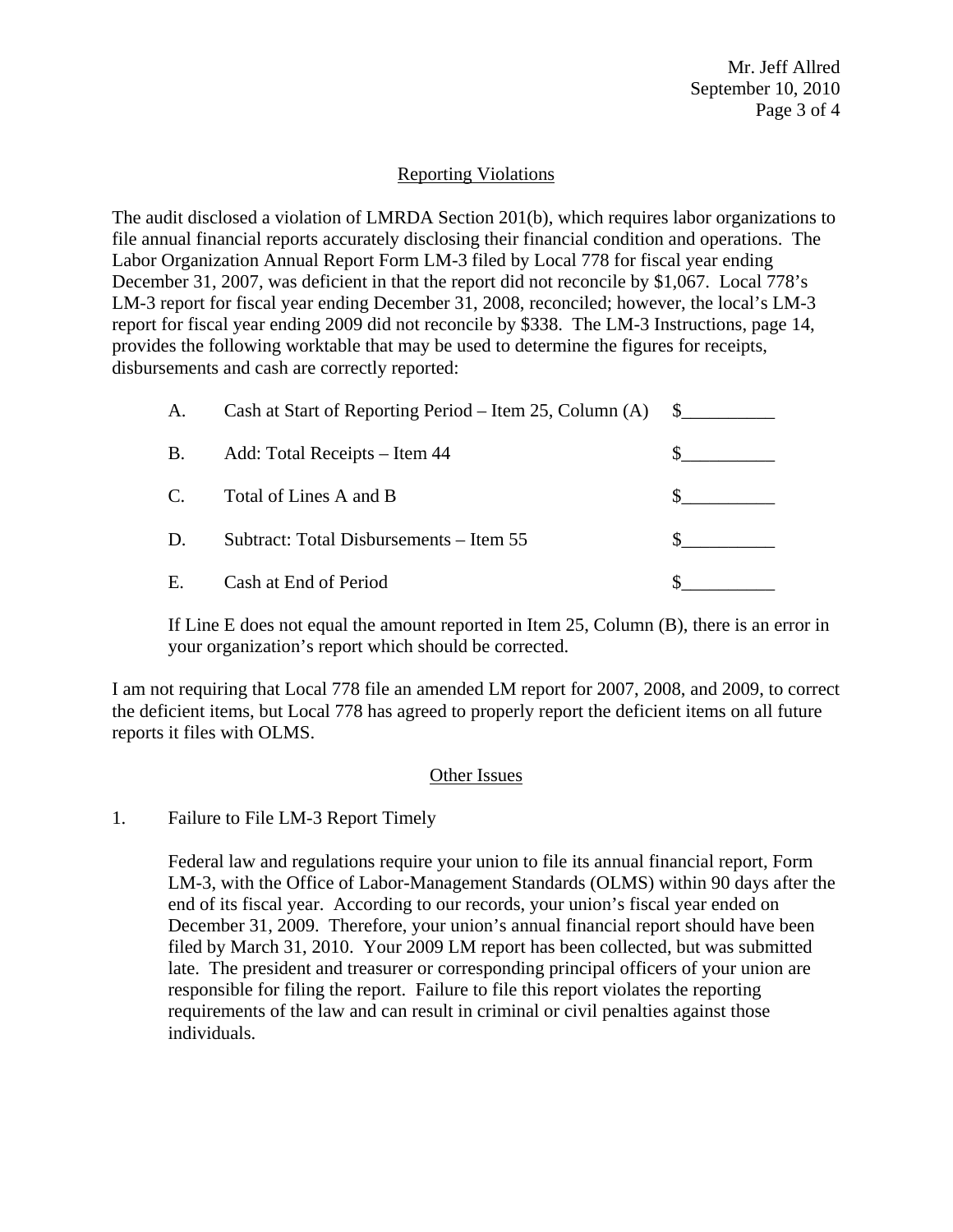## Reporting Violations

The audit disclosed a violation of LMRDA Section 201(b), which requires labor organizations to file annual financial reports accurately disclosing their financial condition and operations. The Labor Organization Annual Report Form LM-3 filed by Local 778 for fiscal year ending December 31, 2007, was deficient in that the report did not reconcile by $1,067. Local 778's LM-3 report for fiscal year ending December 31, 2008, reconciled; however, the local's LM-3 report for fiscal year ending 2009 did not reconcile by $338. The LM-3 Instructions, page 14, provides the following worktable that may be used to determine the figures for receipts, disbursements and cash are correctly reported:

| | | |
|---|---|---|
| A. | Cash at Start of Reporting Period – Item 25, Column (A) | $__________ |
| B. | Add: Total Receipts – Item 44 | $__________ |
| C. | Total of Lines A and B | $__________ |
| D. | Subtract: Total Disbursements – Item 55 | $__________ |
| E. | Cash at End of Period | $__________ |

If Line E does not equal the amount reported in Item 25, Column (B), there is an error in your organization's report which should be corrected.

I am not requiring that Local 778 file an amended LM report for 2007, 2008, and 2009, to correct the deficient items, but Local 778 has agreed to properly report the deficient items on all future reports it files with OLMS.

## Other Issues

1. Failure to File LM-3 Report Timely

   Federal law and regulations require your union to file its annual financial report, Form LM-3, with the Office of Labor-Management Standards (OLMS) within 90 days after the end of its fiscal year. According to our records, your union's fiscal year ended on December 31, 2009. Therefore, your union's annual financial report should have been filed by March 31, 2010. Your 2009 LM report has been collected, but was submitted late. The president and treasurer or corresponding principal officers of your union are responsible for filing the report. Failure to file this report violates the reporting requirements of the law and can result in criminal or civil penalties against those individuals.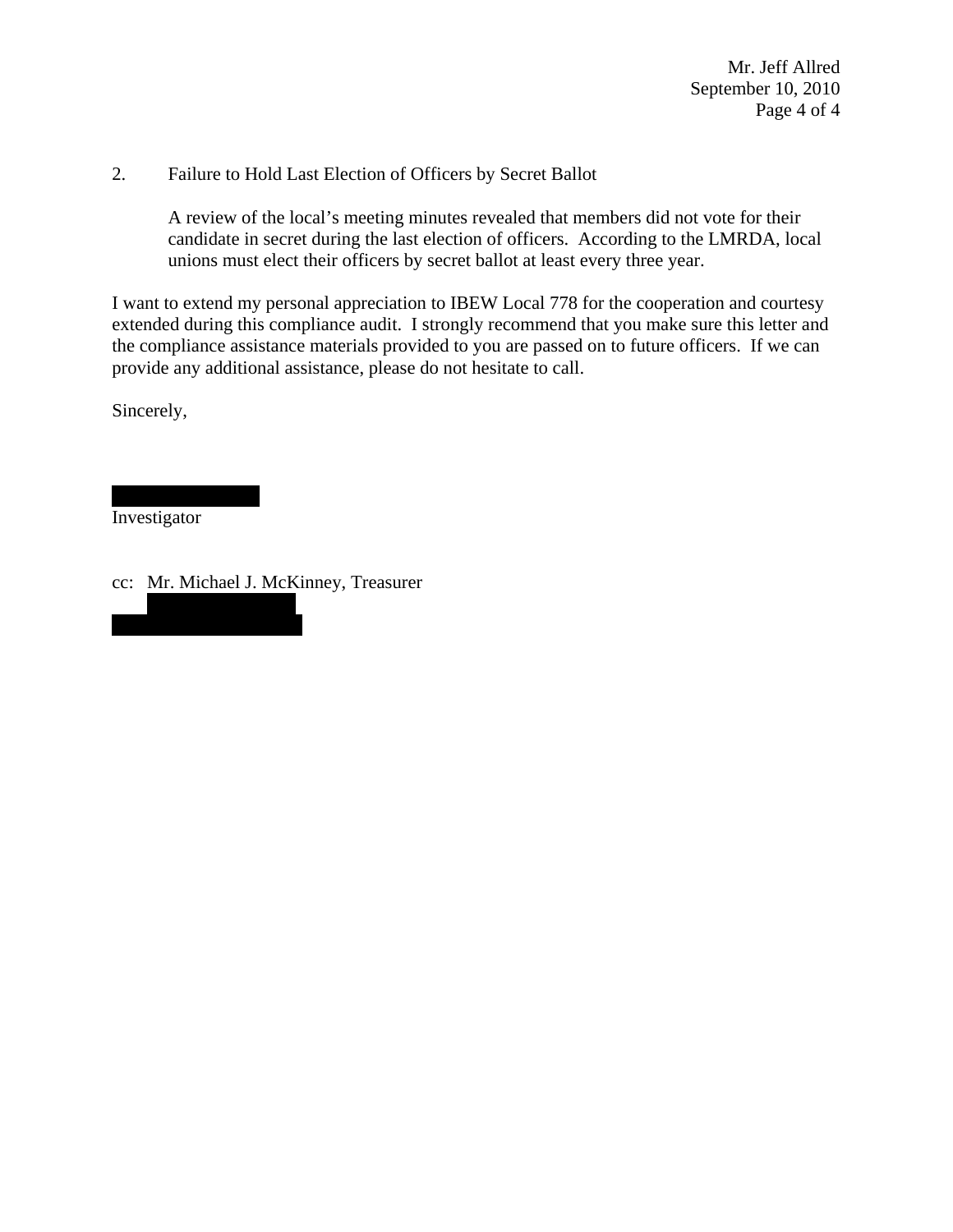2. Failure to Hold Last Election of Officers by Secret Ballot

   A review of the local's meeting minutes revealed that members did not vote for their candidate in secret during the last election of officers. According to the LMRDA, local unions must elect their officers by secret ballot at least every three year.

I want to extend my personal appreciation to IBEW Local 778 for the cooperation and courtesy extended during this compliance audit. I strongly recommend that you make sure this letter and the compliance assistance materials provided to you are passed on to future officers. If we can provide any additional assistance, please do not hesitate to call.

Sincerely,

Investigator

cc: Mr. Michael J. McKinney, Treasurer